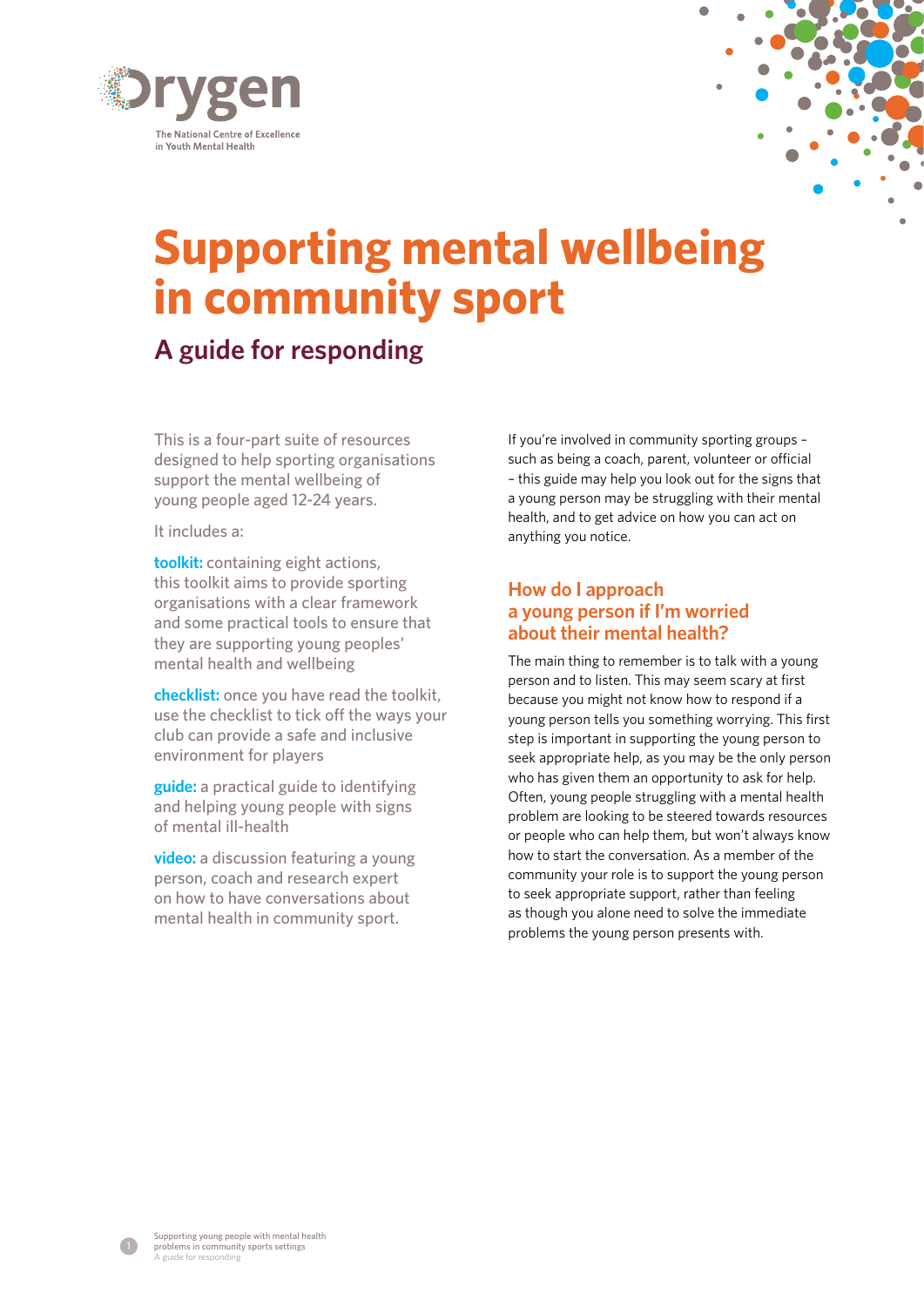Orygen

The National Centre of Excellence in Youth Mental Health

# Supporting mental wellbeing in community sport

## A guide for responding

This is a four-part suite of resources designed to help sporting organisations support the mental wellbeing of young people aged 12-24 years.

It includes a:

**toolkit:** containing eight actions, this toolkit aims to provide sporting organisations with a clear framework and some practical tools to ensure that they are supporting young peoples' mental health and wellbeing

**checklist:** once you have read the toolkit, use the checklist to tick off the ways your club can provide a safe and inclusive environment for players

**guide:** a practical guide to identifying and helping young people with signs of mental ill-health

**video:** a discussion featuring a young person, coach and research expert on how to have conversations about mental health in community sport.

If you're involved in community sporting groups – such as being a coach, parent, volunteer or official – this guide may help you look out for the signs that a young person may be struggling with their mental health, and to get advice on how you can act on anything you notice.

### How do I approach a young person if I'm worried about their mental health?

The main thing to remember is to talk with a young person and to listen. This may seem scary at first because you might not know how to respond if a young person tells you something worrying. This first step is important in supporting the young person to seek appropriate help, as you may be the only person who has given them an opportunity to ask for help. Often, young people struggling with a mental health problem are looking to be steered towards resources or people who can help them, but won't always know how to start the conversation. As a member of the community your role is to support the young person to seek appropriate support, rather than feeling as though you alone need to solve the immediate problems the young person presents with.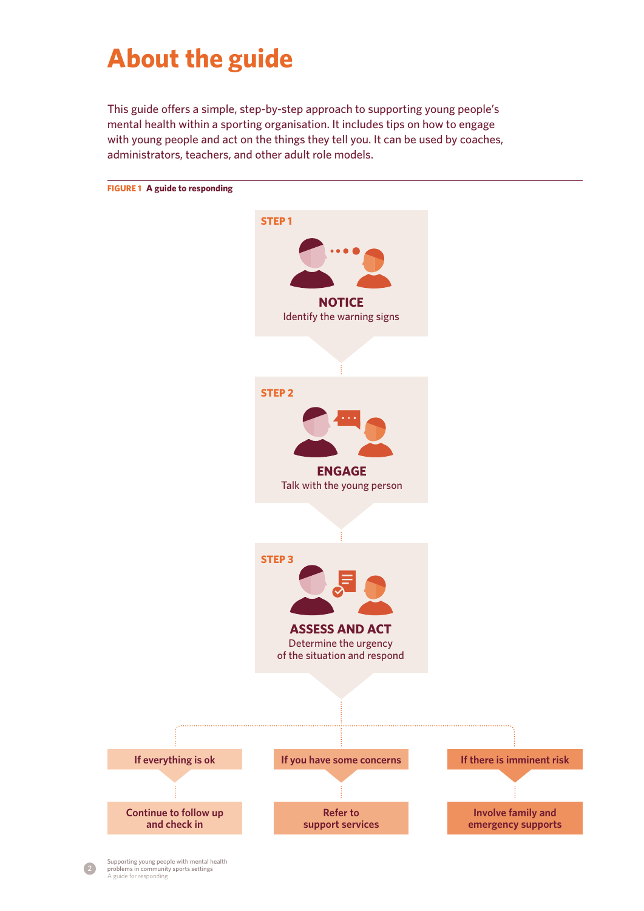# About the guide

This guide offers a simple, step-by-step approach to supporting young people's mental health within a sporting organisation. It includes tips on how to engage with young people and act on the things they tell you. It can be used by coaches, administrators, teachers, and other adult role models.

**FIGURE 1 A guide to responding**

**STEP 1**

**NOTICE**
Identify the warning signs

**STEP 2**

**ENGAGE**
Talk with the young person

**STEP 3**

**ASSESS AND ACT**
Determine the urgency of the situation and respond

| If everything is ok | If you have some concerns | If there is imminent risk |
|---|---|---|
| Continue to follow up and check in | Refer to support services | Involve family and emergency supports |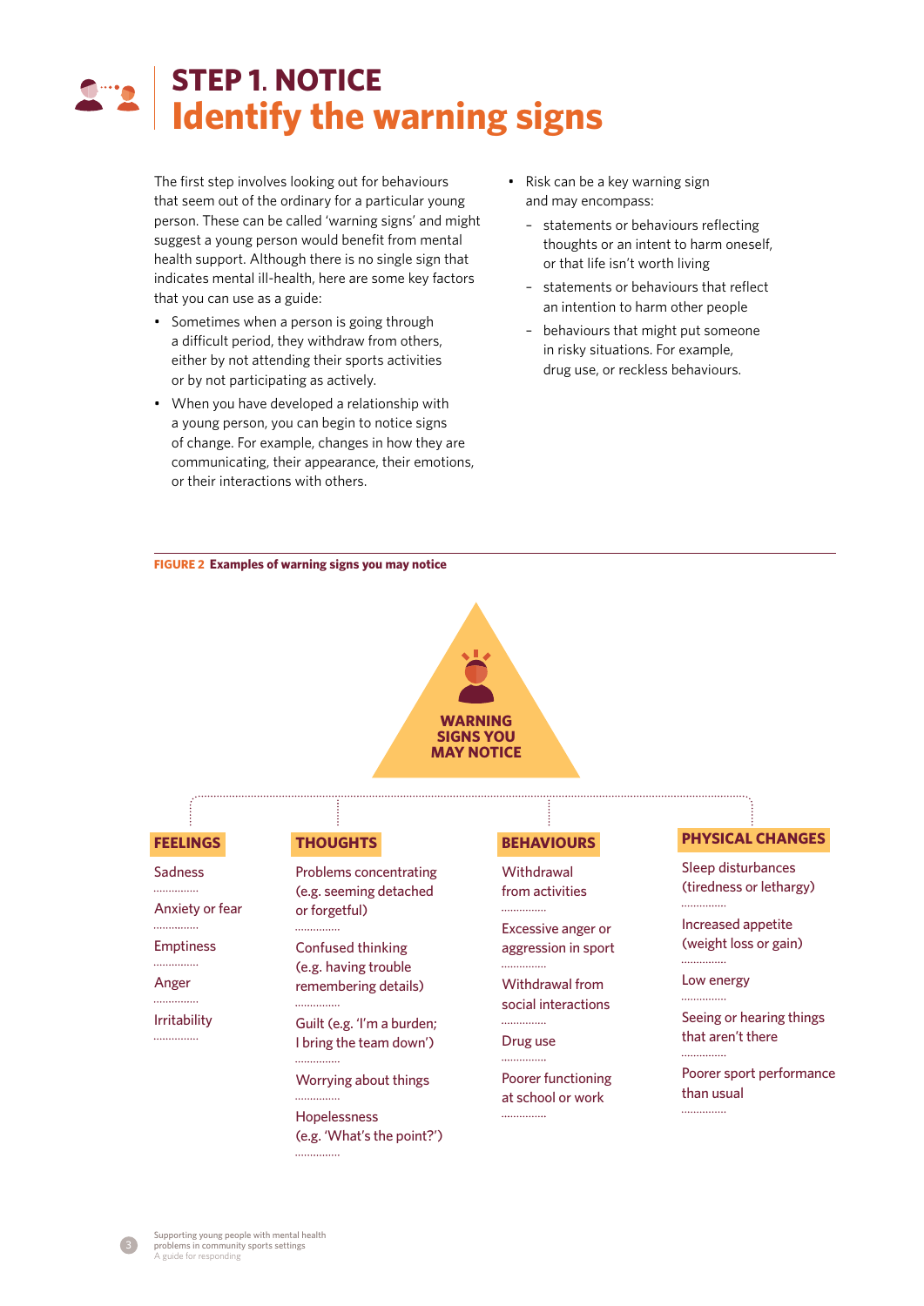# STEP 1. NOTICE
## Identify the warning signs

The first step involves looking out for behaviours that seem out of the ordinary for a particular young person. These can be called 'warning signs' and might suggest a young person would benefit from mental health support. Although there is no single sign that indicates mental ill-health, here are some key factors that you can use as a guide:

- Sometimes when a person is going through a difficult period, they withdraw from others, either by not attending their sports activities or by not participating as actively.
- When you have developed a relationship with a young person, you can begin to notice signs of change. For example, changes in how they are communicating, their appearance, their emotions, or their interactions with others.
- Risk can be a key warning sign and may encompass:
  - statements or behaviours reflecting thoughts or an intent to harm oneself, or that life isn't worth living
  - statements or behaviours that reflect an intention to harm other people
  - behaviours that might put someone in risky situations. For example, drug use, or reckless behaviours.

**FIGURE 2 Examples of warning signs you may notice**

**WARNING SIGNS YOU MAY NOTICE**

**FEELINGS**
- Sadness
- Anxiety or fear
- Emptiness
- Anger
- Irritability

**THOUGHTS**
- Problems concentrating (e.g. seeming detached or forgetful)
- Confused thinking (e.g. having trouble remembering details)
- Guilt (e.g. 'I'm a burden; I bring the team down')
- Worrying about things
- Hopelessness (e.g. 'What's the point?')

**BEHAVIOURS**
- Withdrawal from activities
- Excessive anger or aggression in sport
- Withdrawal from social interactions
- Drug use
- Poorer functioning at school or work

**PHYSICAL CHANGES**
- Sleep disturbances (tiredness or lethargy)
- Increased appetite (weight loss or gain)
- Low energy
- Seeing or hearing things that aren't there
- Poorer sport performance than usual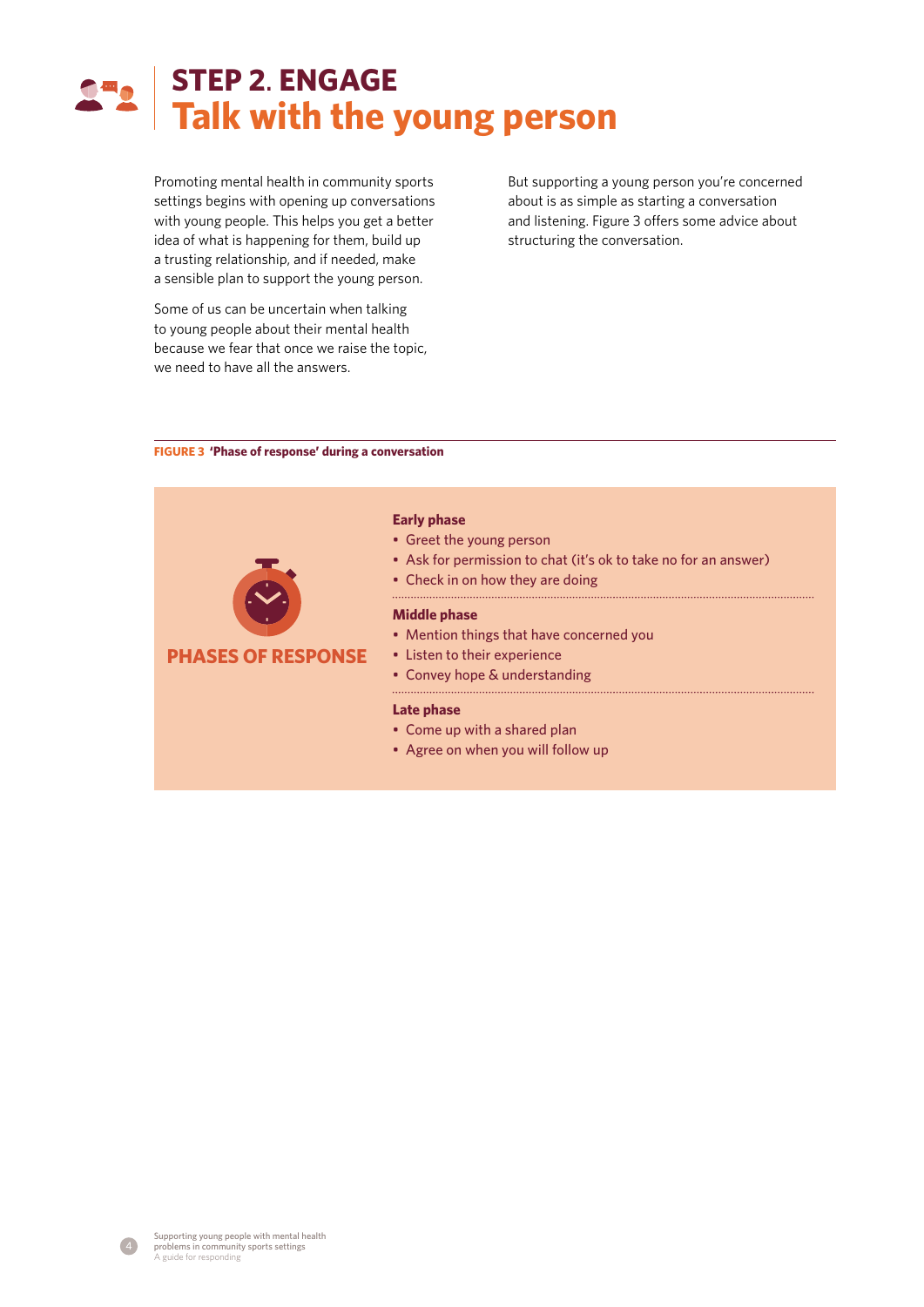# STEP 2. ENGAGE
## Talk with the young person

Promoting mental health in community sports settings begins with opening up conversations with young people. This helps you get a better idea of what is happening for them, build up a trusting relationship, and if needed, make a sensible plan to support the young person.

Some of us can be uncertain when talking to young people about their mental health because we fear that once we raise the topic, we need to have all the answers.

But supporting a young person you're concerned about is as simple as starting a conversation and listening. Figure 3 offers some advice about structuring the conversation.

**FIGURE 3 'Phase of response' during a conversation**

**PHASES OF RESPONSE**

**Early phase**
- Greet the young person
- Ask for permission to chat (it's ok to take no for an answer)
- Check in on how they are doing

**Middle phase**
- Mention things that have concerned you
- Listen to their experience
- Convey hope & understanding

**Late phase**
- Come up with a shared plan
- Agree on when you will follow up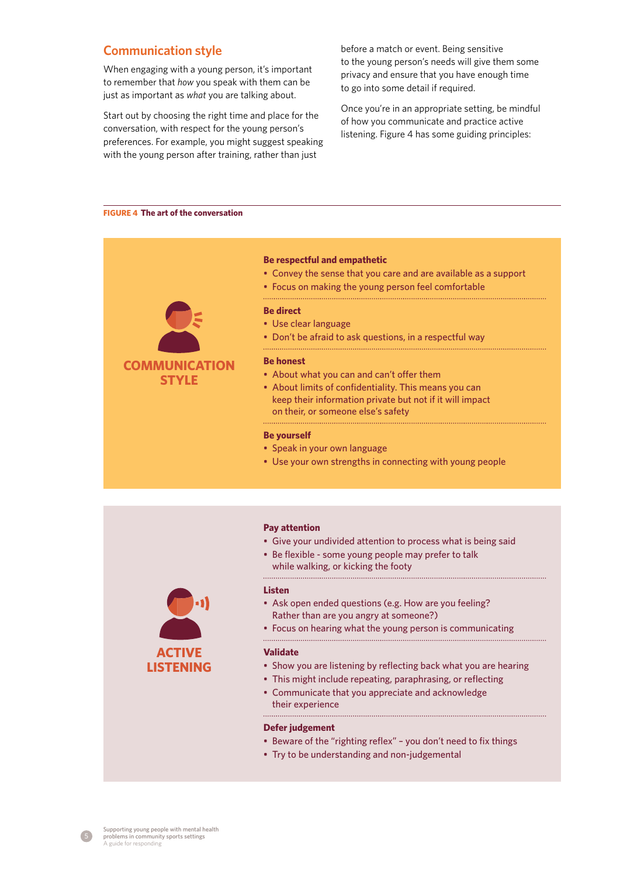## Communication style

When engaging with a young person, it's important to remember that *how* you speak with them can be just as important as *what* you are talking about.

Start out by choosing the right time and place for the conversation, with respect for the young person's preferences. For example, you might suggest speaking with the young person after training, rather than just before a match or event. Being sensitive to the young person's needs will give them some privacy and ensure that you have enough time to go into some detail if required.

Once you're in an appropriate setting, be mindful of how you communicate and practice active listening. Figure 4 has some guiding principles:

**FIGURE 4 The art of the conversation**

### COMMUNICATION STYLE

**Be respectful and empathetic**

- Convey the sense that you care and are available as a support
- Focus on making the young person feel comfortable

**Be direct**

- Use clear language
- Don't be afraid to ask questions, in a respectful way

**Be honest**

- About what you can and can't offer them
- About limits of confidentiality. This means you can keep their information private but not if it will impact on their, or someone else's safety

**Be yourself**

- Speak in your own language
- Use your own strengths in connecting with young people

### ACTIVE LISTENING

**Pay attention**

- Give your undivided attention to process what is being said
- Be flexible - some young people may prefer to talk while walking, or kicking the footy

**Listen**

- Ask open ended questions (e.g. How are you feeling? Rather than are you angry at someone?)
- Focus on hearing what the young person is communicating

**Validate**

- Show you are listening by reflecting back what you are hearing
- This might include repeating, paraphrasing, or reflecting
- Communicate that you appreciate and acknowledge their experience

**Defer judgement**

- Beware of the "righting reflex" – you don't need to fix things
- Try to be understanding and non-judgemental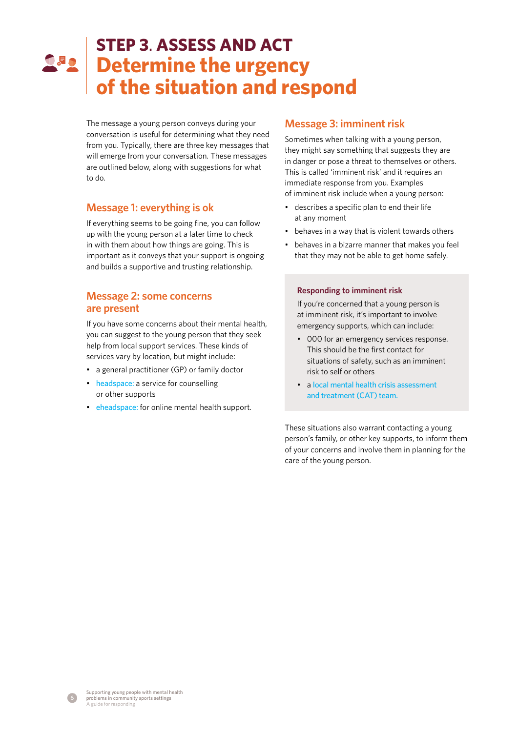# STEP 3. ASSESS AND ACT

# Determine the urgency of the situation and respond

The message a young person conveys during your conversation is useful for determining what they need from you. Typically, there are three key messages that will emerge from your conversation. These messages are outlined below, along with suggestions for what to do.

## Message 1: everything is ok

If everything seems to be going fine, you can follow up with the young person at a later time to check in with them about how things are going. This is important as it conveys that your support is ongoing and builds a supportive and trusting relationship.

## Message 2: some concerns are present

If you have some concerns about their mental health, you can suggest to the young person that they seek help from local support services. These kinds of services vary by location, but might include:

- a general practitioner (GP) or family doctor
- headspace: a service for counselling or other supports
- eheadspace: for online mental health support.

## Message 3: imminent risk

Sometimes when talking with a young person, they might say something that suggests they are in danger or pose a threat to themselves or others. This is called 'imminent risk' and it requires an immediate response from you. Examples of imminent risk include when a young person:

- describes a specific plan to end their life at any moment
- behaves in a way that is violent towards others
- behaves in a bizarre manner that makes you feel that they may not be able to get home safely.

### Responding to imminent risk

If you're concerned that a young person is at imminent risk, it's important to involve emergency supports, which can include:

- 000 for an emergency services response. This should be the first contact for situations of safety, such as an imminent risk to self or others
- a local mental health crisis assessment and treatment (CAT) team.

These situations also warrant contacting a young person's family, or other key supports, to inform them of your concerns and involve them in planning for the care of the young person.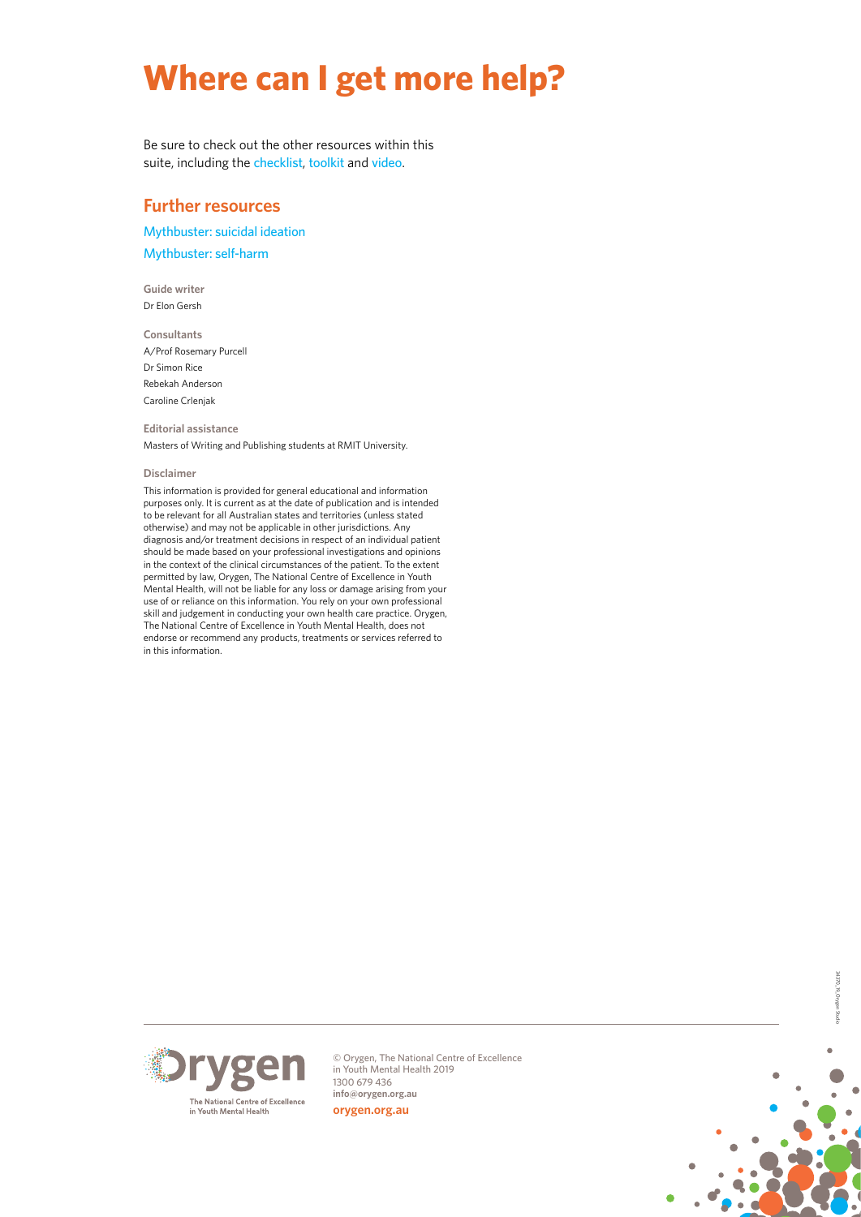# Where can I get more help?

Be sure to check out the other resources within this suite, including the checklist, toolkit and video.

## Further resources

Mythbuster: suicidal ideation

Mythbuster: self-harm

**Guide writer**

Dr Elon Gersh

**Consultants**

A/Prof Rosemary Purcell

Dr Simon Rice

Rebekah Anderson

Caroline Crlenjak

**Editorial assistance**

Masters of Writing and Publishing students at RMIT University.

**Disclaimer**

This information is provided for general educational and information purposes only. It is current as at the date of publication and is intended to be relevant for all Australian states and territories (unless stated otherwise) and may not be applicable in other jurisdictions. Any diagnosis and/or treatment decisions in respect of an individual patient should be made based on your professional investigations and opinions in the context of the clinical circumstances of the patient. To the extent permitted by law, Orygen, The National Centre of Excellence in Youth Mental Health, will not be liable for any loss or damage arising from your use of or reliance on this information. You rely on your own professional skill and judgement in conducting your own health care practice. Orygen, The National Centre of Excellence in Youth Mental Health, does not endorse or recommend any products, treatments or services referred to in this information.

Orygen

The National Centre of Excellence in Youth Mental Health

© Orygen, The National Centre of Excellence in Youth Mental Health 2019

1300 679 436

**info@orygen.org.au**

**orygen.org.au**